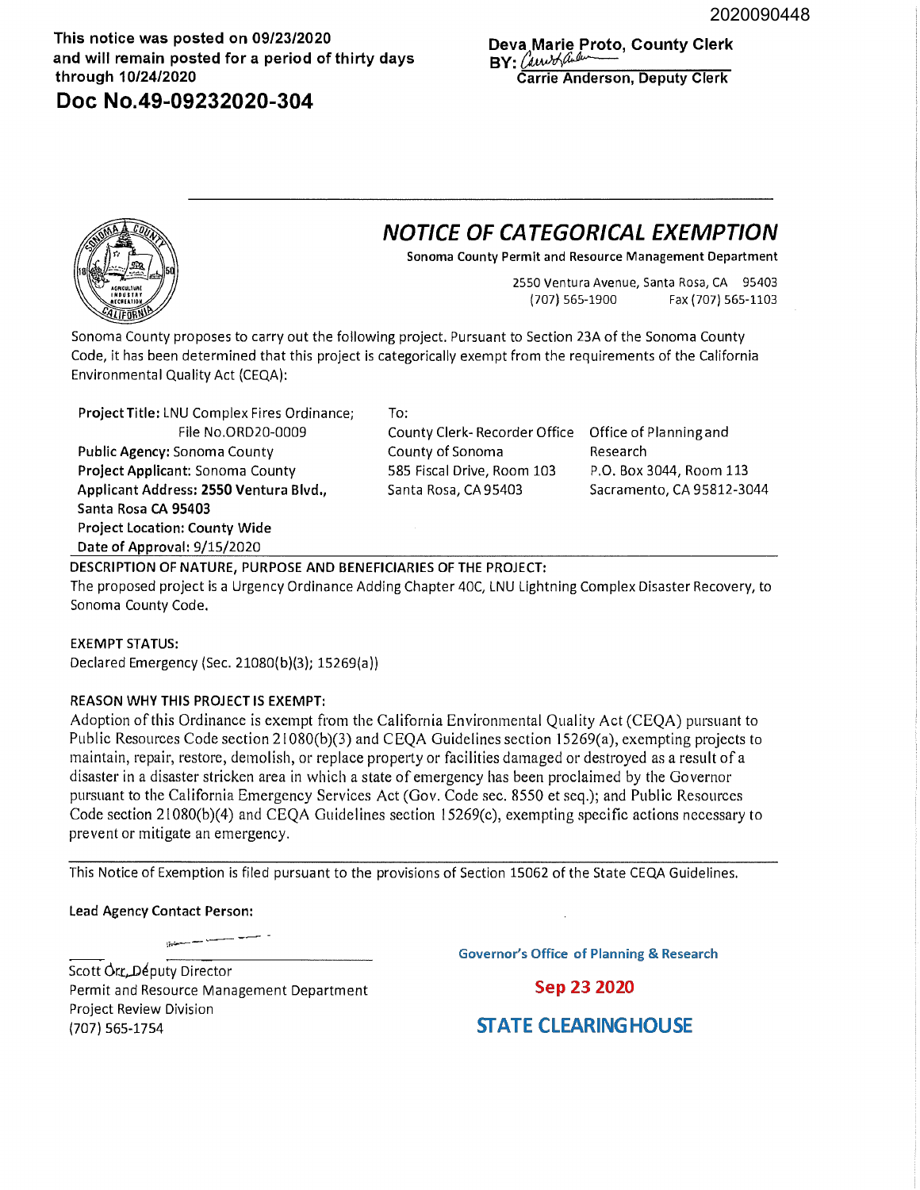2020090448

**This notice was posted on 09/23/2020 and will remain posted for a period of thirty days through 10/24/2020**

**Doc No.49-09232020-304**

**Deva Marie Proto, County Clerk**
**BY:** Carrie Anderson
**Carrie Anderson, Deputy Clerk**

# *NOTICE OF CATEGORICAL EXEMPTION*

**Sonoma County Permit and Resource Management Department**

2550 Ventura Avenue, Santa Rosa, CA 95403
(707) 565-1900 Fax (707) 565-1103

Sonoma County proposes to carry out the following project. Pursuant to Section 23A of the Sonoma County Code, it has been determined that this project is categorically exempt from the requirements of the California Environmental Quality Act (CEQA):

**Project Title:** LNU Complex Fires Ordinance; File No.ORD20-0009
**Public Agency:** Sonoma County
**Project Applicant:** Sonoma County
**Applicant Address: 2550 Ventura Blvd., Santa Rosa CA 95403**
**Project Location: County Wide**
**Date of Approval:** 9/15/2020

To:

County Clerk- Recorder Office
County of Sonoma
585 Fiscal Drive, Room 103
Santa Rosa, CA 95403

Office of Planning and Research
P.O. Box 3044, Room 113
Sacramento, CA 95812-3044

**DESCRIPTION OF NATURE, PURPOSE AND BENEFICIARIES OF THE PROJECT:**
The proposed project is a Urgency Ordinance Adding Chapter 40C, LNU Lightning Complex Disaster Recovery, to Sonoma County Code.

**EXEMPT STATUS:**
Declared Emergency (Sec. 21080(b)(3); 15269(a))

**REASON WHY THIS PROJECT IS EXEMPT:**
Adoption of this Ordinance is exempt from the California Environmental Quality Act (CEQA) pursuant to Public Resources Code section 21080(b)(3) and CEQA Guidelines section 15269(a), exempting projects to maintain, repair, restore, demolish, or replace property or facilities damaged or destroyed as a result of a disaster in a disaster stricken area in which a state of emergency has been proclaimed by the Governor pursuant to the California Emergency Services Act (Gov. Code sec. 8550 et seq.); and Public Resources Code section 21080(b)(4) and CEQA Guidelines section 15269(c), exempting specific actions necessary to prevent or mitigate an emergency.

This Notice of Exemption is filed pursuant to the provisions of Section 15062 of the State CEQA Guidelines.

**Lead Agency Contact Person:**

Scott Orr, Deputy Director
Permit and Resource Management Department
Project Review Division
(707) 565-1754

Governor's Office of Planning & Research

**Sep 23 2020**

**STATE CLEARINGHOUSE**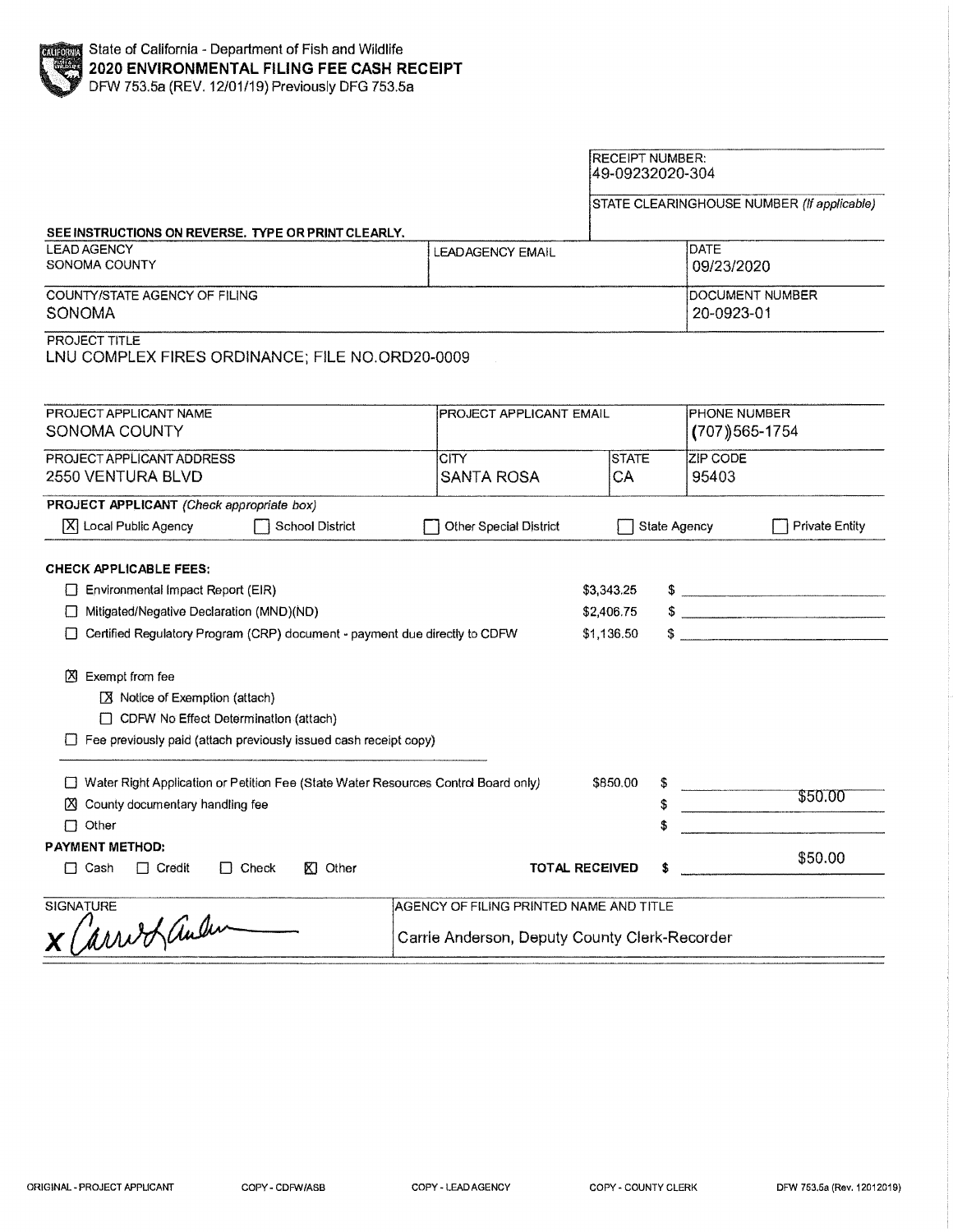State of California - Department of Fish and Wildlife

# 2020 ENVIRONMENTAL FILING FEE CASH RECEIPT

DFW 753.5a (REV. 12/01/19) Previously DFG 753.5a

RECEIPT NUMBER:
49-09232020-304

STATE CLEARINGHOUSE NUMBER *(If applicable)*

**SEE INSTRUCTIONS ON REVERSE. TYPE OR PRINT CLEARLY.**

| LEAD AGENCY | LEAD AGENCY EMAIL | DATE |
|---|---|---|
| SONOMA COUNTY | | 09/23/2020 |

| COUNTY/STATE AGENCY OF FILING | DOCUMENT NUMBER |
|---|---|
| SONOMA | 20-0923-01 |

PROJECT TITLE
LNU COMPLEX FIRES ORDINANCE; FILE NO.ORD20-0009

| PROJECT APPLICANT NAME | PROJECT APPLICANT EMAIL | | PHONE NUMBER |
|---|---|---|---|
| SONOMA COUNTY | | | (707))565-1754 |
| **PROJECT APPLICANT ADDRESS** | **CITY** | **STATE** | **ZIP CODE** |
| 2550 VENTURA BLVD | SANTA ROSA | CA | 95403 |

**PROJECT APPLICANT** *(Check appropriate box)*

[X] Local Public Agency [ ] School District [ ] Other Special District [ ] State Agency [ ] Private Entity

**CHECK APPLICABLE FEES:**

| | | |
|---|---|---|
| [ ] Environmental Impact Report (EIR) | $3,343.25 | $ |
| [ ] Mitigated/Negative Declaration (MND)(ND) | $2,406.75 | $ |
| [ ] Certified Regulatory Program (CRP) document - payment due directly to CDFW | $1,136.50 | $ |

[X] Exempt from fee
- [X] Notice of Exemption (attach)
- [ ] CDFW No Effect Determination (attach)

[ ] Fee previously paid (attach previously issued cash receipt copy)

| | | |
|---|---|---|
| [ ] Water Right Application or Petition Fee (State Water Resources Control Board only) | $850.00 | $ |
| [X] County documentary handling fee | | $ $50.00 |
| [ ] Other | | $ |

**PAYMENT METHOD:**

[ ] Cash [ ] Credit [ ] Check [X] Other

**TOTAL RECEIVED** $ $50.00

| SIGNATURE | AGENCY OF FILING PRINTED NAME AND TITLE |
|---|---|
| x Carrie Anderson | Carrie Anderson, Deputy County Clerk-Recorder |

ORIGINAL - PROJECT APPLICANT COPY - CDFW/ASB COPY - LEAD AGENCY COPY - COUNTY CLERK DFW 753.5a (Rev. 12012019)